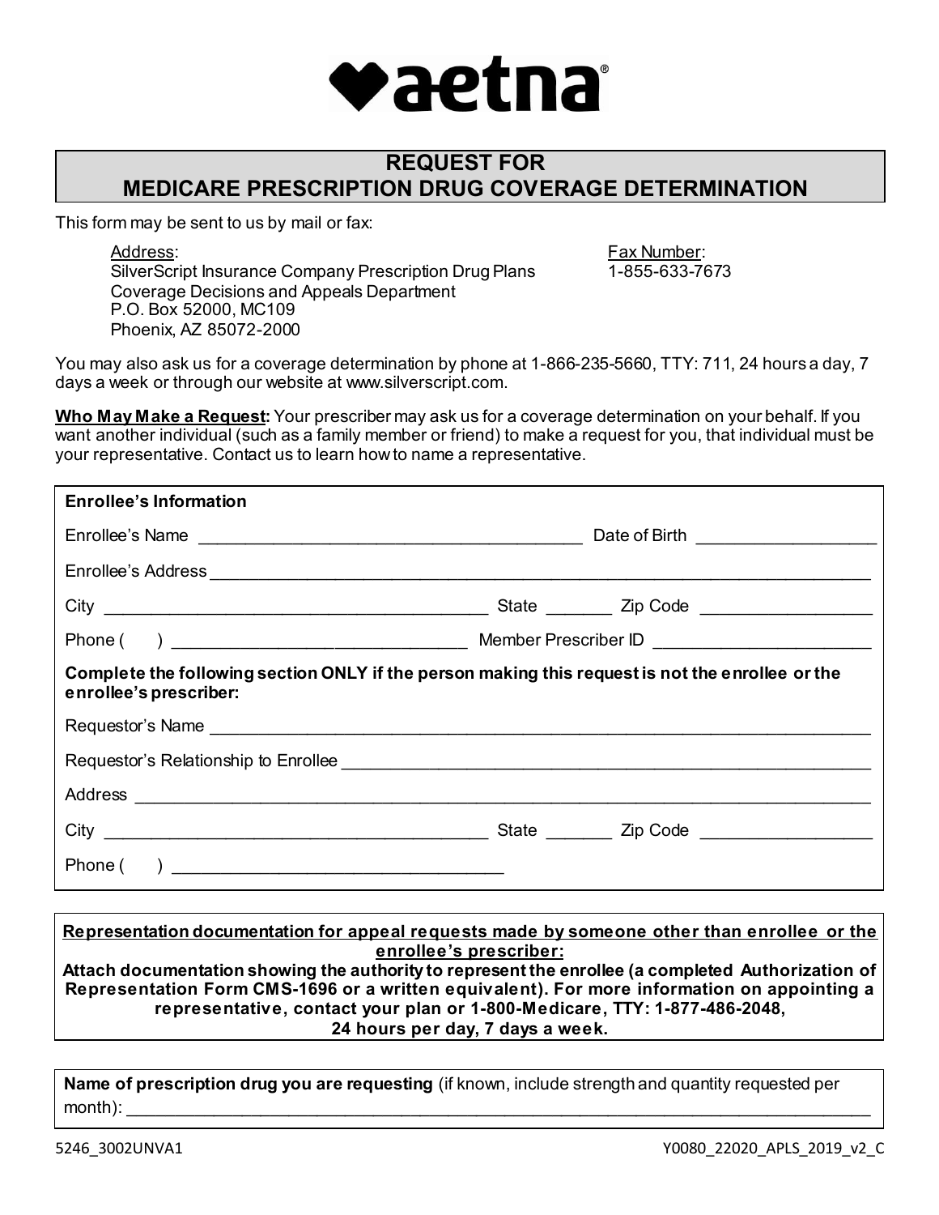aetna

# REQUEST FOR MEDICARE PRESCRIPTION DRUG COVERAGE DETERMINATION

This form may be sent to us by mail or fax:

Address:
SilverScript Insurance Company Prescription Drug Plans
Coverage Decisions and Appeals Department
P.O. Box 52000, MC109
Phoenix, AZ 85072-2000

Fax Number:
1-855-633-7673

You may also ask us for a coverage determination by phone at 1-866-235-5660, TTY: 711, 24 hours a day, 7 days a week or through our website at www.silverscript.com.

**Who May Make a Request:** Your prescriber may ask us for a coverage determination on your behalf. If you want another individual (such as a family member or friend) to make a request for you, that individual must be your representative. Contact us to learn how to name a representative.

**Enrollee's Information**

Enrollee's Name ________________________________________ Date of Birth ___________________

Enrollee's Address ______________________________________________________________________

City ________________________________________ State _______ Zip Code __________________

Phone (     ) ______________________________ Member Prescriber ID ______________________

**Complete the following section ONLY if the person making this request is not the enrollee or the enrollee's prescriber:**

Requestor's Name _______________________________________________________________________

Requestor's Relationship to Enrollee ______________________________________________________

Address ________________________________________________________________________________

City ________________________________________ State _______ Zip Code __________________

Phone (     ) __________________________________

**Representation documentation for appeal requests made by someone other than enrollee or the enrollee's prescriber:**

**Attach documentation showing the authority to represent the enrollee (a completed Authorization of Representation Form CMS-1696 or a written equivalent). For more information on appointing a representative, contact your plan or 1-800-Medicare, TTY: 1-877-486-2048, 24 hours per day, 7 days a week.**

**Name of prescription drug you are requesting** (if known, include strength and quantity requested per month): ______________________________________________________________________________

5246_3002UNVA1

Y0080_22020_APLS_2019_v2_C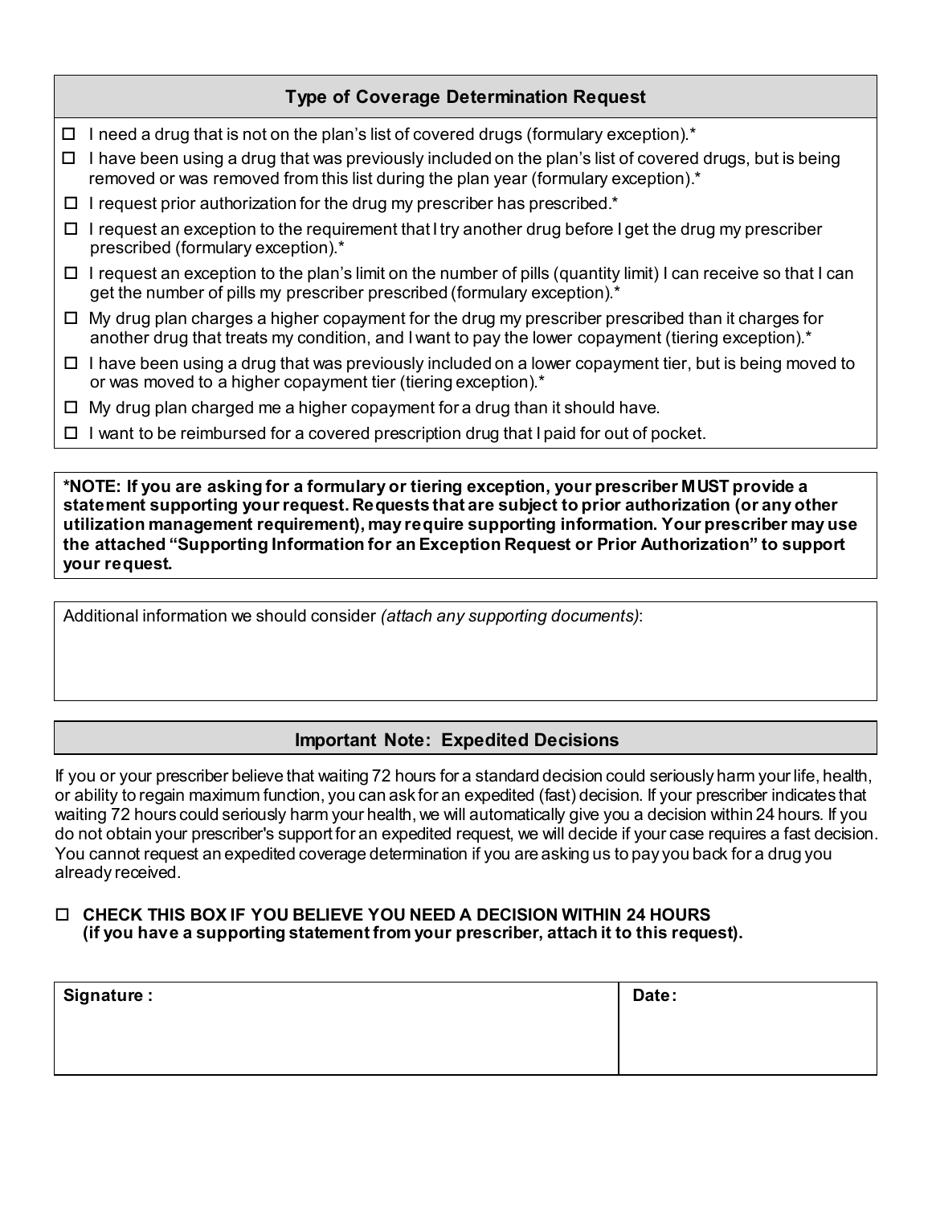## Type of Coverage Determination Request

- ☐ I need a drug that is not on the plan's list of covered drugs (formulary exception).*
- ☐ I have been using a drug that was previously included on the plan's list of covered drugs, but is being removed or was removed from this list during the plan year (formulary exception).*
- ☐ I request prior authorization for the drug my prescriber has prescribed.*
- ☐ I request an exception to the requirement that I try another drug before I get the drug my prescriber prescribed (formulary exception).*
- ☐ I request an exception to the plan's limit on the number of pills (quantity limit) I can receive so that I can get the number of pills my prescriber prescribed (formulary exception).*
- ☐ My drug plan charges a higher copayment for the drug my prescriber prescribed than it charges for another drug that treats my condition, and I want to pay the lower copayment (tiering exception).*
- ☐ I have been using a drug that was previously included on a lower copayment tier, but is being moved to or was moved to a higher copayment tier (tiering exception).*
- ☐ My drug plan charged me a higher copayment for a drug than it should have.
- ☐ I want to be reimbursed for a covered prescription drug that I paid for out of pocket.

**\*NOTE: If you are asking for a formulary or tiering exception, your prescriber MUST provide a statement supporting your request. Requests that are subject to prior authorization (or any other utilization management requirement), may require supporting information. Your prescriber may use the attached "Supporting Information for an Exception Request or Prior Authorization" to support your request.**

Additional information we should consider *(attach any supporting documents)*:

## Important Note: Expedited Decisions

If you or your prescriber believe that waiting 72 hours for a standard decision could seriously harm your life, health, or ability to regain maximum function, you can ask for an expedited (fast) decision. If your prescriber indicates that waiting 72 hours could seriously harm your health, we will automatically give you a decision within 24 hours. If you do not obtain your prescriber's support for an expedited request, we will decide if your case requires a fast decision. You cannot request an expedited coverage determination if you are asking us to pay you back for a drug you already received.

☐ **CHECK THIS BOX IF YOU BELIEVE YOU NEED A DECISION WITHIN 24 HOURS (if you have a supporting statement from your prescriber, attach it to this request).**

| Signature : | Date: |
|---|---|
| | |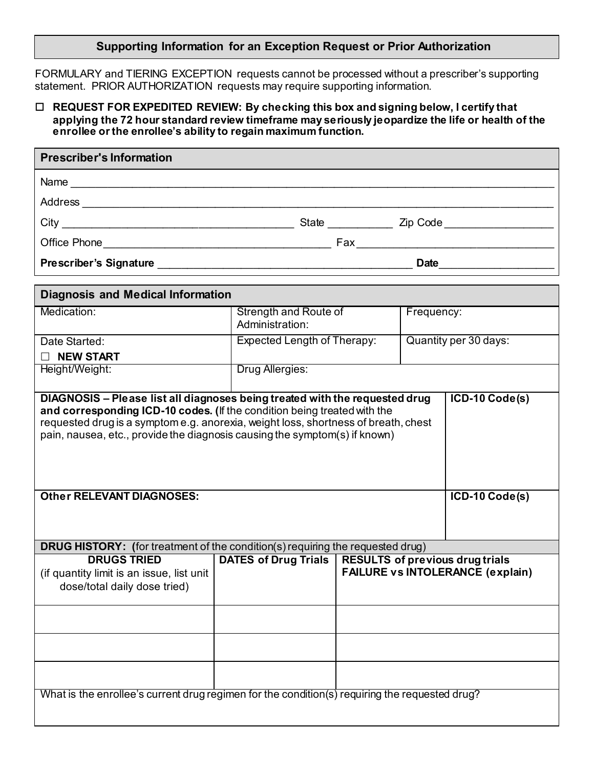## Supporting Information for an Exception Request or Prior Authorization

FORMULARY and TIERING EXCEPTION requests cannot be processed without a prescriber's supporting statement. PRIOR AUTHORIZATION requests may require supporting information.

☐ **REQUEST FOR EXPEDITED REVIEW: By checking this box and signing below, I certify that applying the 72 hour standard review timeframe may seriously jeopardize the life or health of the enrollee or the enrollee's ability to regain maximum function.**

### Prescriber's Information

Name ___________________________________________________________________________

Address _________________________________________________________________________

City _______________________________ State __________ Zip Code _________________

Office Phone ______________________________ Fax ___________________________________

**Prescriber's Signature** ______________________________________ **Date** _________________

### Diagnosis and Medical Information

| Medication: | Strength and Route of Administration: | Frequency: |
|---|---|---|
| Date Started: ☐ **NEW START** | Expected Length of Therapy: | Quantity per 30 days: |
| Height/Weight: | Drug Allergies: | |

| **DIAGNOSIS – Please list all diagnoses being treated with the requested drug and corresponding ICD-10 codes.** (If the condition being treated with the requested drug is a symptom e.g. anorexia, weight loss, shortness of breath, chest pain, nausea, etc., provide the diagnosis causing the symptom(s) if known) | **ICD-10 Code(s)** |
|---|---|
| | |
| **Other RELEVANT DIAGNOSES:** | **ICD-10 Code(s)** |
| | |

**DRUG HISTORY:** (for treatment of the condition(s) requiring the requested drug)

| **DRUGS TRIED** (if quantity limit is an issue, list unit dose/total daily dose tried) | **DATES of Drug Trials** | **RESULTS of previous drug trials FAILURE vs INTOLERANCE (explain)** |
|---|---|---|
| | | |
| | | |
| | | |

What is the enrollee's current drug regimen for the condition(s) requiring the requested drug?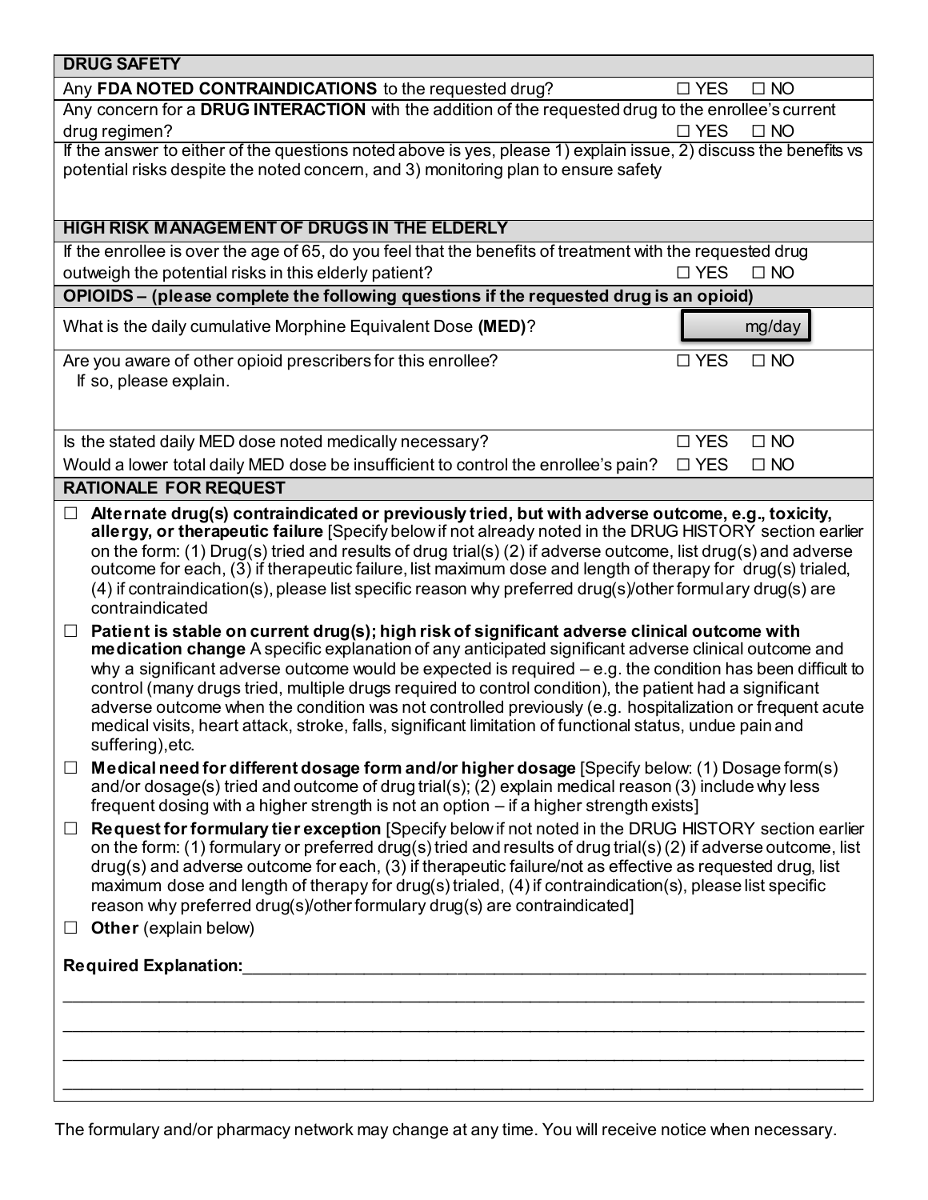## DRUG SAFETY

| | |
|---|---|
| Any **FDA NOTED CONTRAINDICATIONS** to the requested drug? | ☐ YES ☐ NO |
| Any concern for a **DRUG INTERACTION** with the addition of the requested drug to the enrollee's current drug regimen? | ☐ YES ☐ NO |

If the answer to either of the questions noted above is yes, please 1) explain issue, 2) discuss the benefits vs potential risks despite the noted concern, and 3) monitoring plan to ensure safety

## HIGH RISK MANAGEMENT OF DRUGS IN THE ELDERLY

| | |
|---|---|
| If the enrollee is over the age of 65, do you feel that the benefits of treatment with the requested drug outweigh the potential risks in this elderly patient? | ☐ YES ☐ NO |

## OPIOIDS – (please complete the following questions if the requested drug is an opioid)

| | |
|---|---|
| What is the daily cumulative Morphine Equivalent Dose **(MED)**? | mg/day |
| Are you aware of other opioid prescribers for this enrollee? If so, please explain. | ☐ YES ☐ NO |
| Is the stated daily MED dose noted medically necessary? | ☐ YES ☐ NO |
| Would a lower total daily MED dose be insufficient to control the enrollee's pain? | ☐ YES ☐ NO |

## RATIONALE FOR REQUEST

☐ **Alternate drug(s) contraindicated or previously tried, but with adverse outcome, e.g., toxicity, allergy, or therapeutic failure** [Specify below if not already noted in the DRUG HISTORY section earlier on the form: (1) Drug(s) tried and results of drug trial(s) (2) if adverse outcome, list drug(s) and adverse outcome for each, (3) if therapeutic failure, list maximum dose and length of therapy for drug(s) trialed, (4) if contraindication(s), please list specific reason why preferred drug(s)/other formulary drug(s) are contraindicated

☐ **Patient is stable on current drug(s); high risk of significant adverse clinical outcome with medication change** A specific explanation of any anticipated significant adverse clinical outcome and why a significant adverse outcome would be expected is required – e.g. the condition has been difficult to control (many drugs tried, multiple drugs required to control condition), the patient had a significant adverse outcome when the condition was not controlled previously (e.g. hospitalization or frequent acute medical visits, heart attack, stroke, falls, significant limitation of functional status, undue pain and suffering),etc.

☐ **Medical need for different dosage form and/or higher dosage** [Specify below: (1) Dosage form(s) and/or dosage(s) tried and outcome of drug trial(s); (2) explain medical reason (3) include why less frequent dosing with a higher strength is not an option – if a higher strength exists]

☐ **Request for formulary tier exception** [Specify below if not noted in the DRUG HISTORY section earlier on the form: (1) formulary or preferred drug(s) tried and results of drug trial(s) (2) if adverse outcome, list drug(s) and adverse outcome for each, (3) if therapeutic failure/not as effective as requested drug, list maximum dose and length of therapy for drug(s) trialed, (4) if contraindication(s), please list specific reason why preferred drug(s)/other formulary drug(s) are contraindicated]

☐ **Other** (explain below)

**Required Explanation:**_______________________________________________________________

_______________________________________________________________________________

_______________________________________________________________________________

_______________________________________________________________________________

_______________________________________________________________________________

The formulary and/or pharmacy network may change at any time. You will receive notice when necessary.